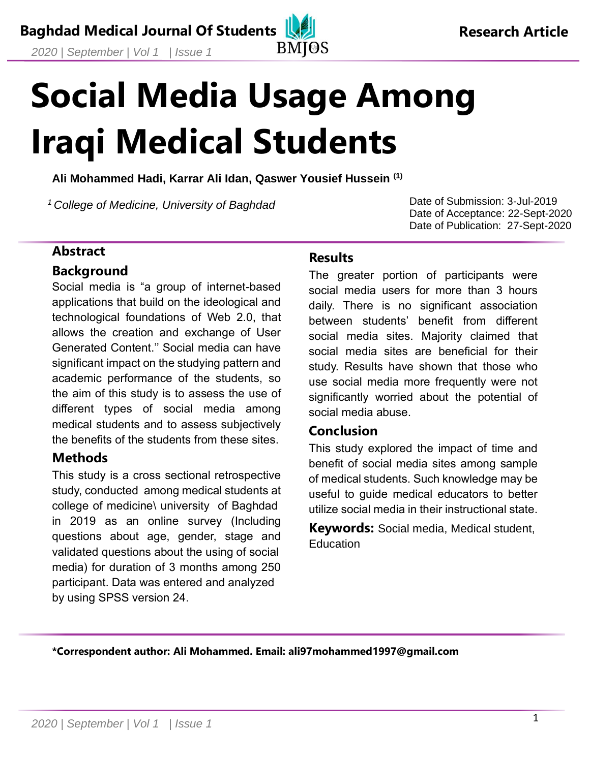Research Article

# Social Media Usage Among Iraqi Medical Students

**Ali Mohammed Hadi, Karrar Ali Idan, Qaswer Yousief Hussein [1]**

[1] *College of Medicine, University of Baghdad*

Date of Submission: 3-Jul-2019
Date of Acceptance: 22-Sept-2020
Date of Publication: 27-Sept-2020

## Abstract

### Background

Social media is "a group of internet-based applications that build on the ideological and technological foundations of Web 2.0, that allows the creation and exchange of User Generated Content.'' Social media can have significant impact on the studying pattern and academic performance of the students, so the aim of this study is to assess the use of different types of social media among medical students and to assess subjectively the benefits of the students from these sites.

### Methods

This study is a cross sectional retrospective study, conducted among medical students at college of medicine\ university of Baghdad in 2019 as an online survey (Including questions about age, gender, stage and validated questions about the using of social media) for duration of 3 months among 250 participant. Data was entered and analyzed by using SPSS version 24.

### Results

The greater portion of participants were social media users for more than 3 hours daily. There is no significant association between students' benefit from different social media sites. Majority claimed that social media sites are beneficial for their study. Results have shown that those who use social media more frequently were not significantly worried about the potential of social media abuse.

### Conclusion

This study explored the impact of time and benefit of social media sites among sample of medical students. Such knowledge may be useful to guide medical educators to better utilize social media in their instructional state.

**Keywords:** Social media, Medical student, Education

**\*Correspondent author: Ali Mohammed. Email: ali97mohammed1997@gmail.com**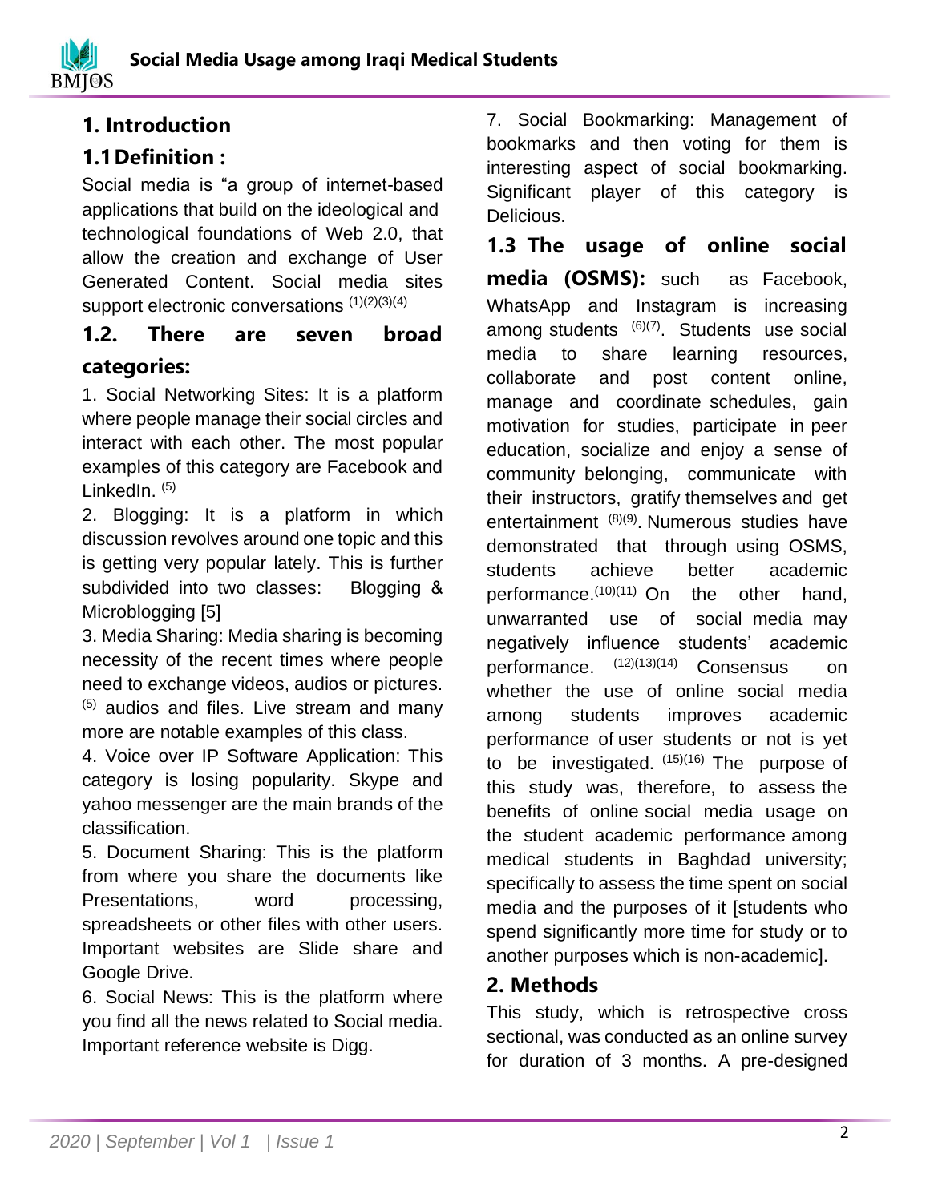# 1. Introduction

## 1.1 Definition :

Social media is "a group of internet-based applications that build on the ideological and technological foundations of Web 2.0, that allow the creation and exchange of User Generated Content. Social media sites support electronic conversations [1][2][3][4]

## 1.2. There are seven broad categories:

1. Social Networking Sites: It is a platform where people manage their social circles and interact with each other. The most popular examples of this category are Facebook and LinkedIn. [5]
2. Blogging: It is a platform in which discussion revolves around one topic and this is getting very popular lately. This is further subdivided into two classes: Blogging & Microblogging [5]
3. Media Sharing: Media sharing is becoming necessity of the recent times where people need to exchange videos, audios or pictures. [5] audios and files. Live stream and many more are notable examples of this class.
4. Voice over IP Software Application: This category is losing popularity. Skype and yahoo messenger are the main brands of the classification.
5. Document Sharing: This is the platform from where you share the documents like Presentations, word processing, spreadsheets or other files with other users. Important websites are Slide share and Google Drive.
6. Social News: This is the platform where you find all the news related to Social media. Important reference website is Digg.
7. Social Bookmarking: Management of bookmarks and then voting for them is interesting aspect of social bookmarking. Significant player of this category is Delicious.

## 1.3 The usage of online social media (OSMS):

such as Facebook, WhatsApp and Instagram is increasing among students [6][7]. Students use social media to share learning resources, collaborate and post content online, manage and coordinate schedules, gain motivation for studies, participate in peer education, socialize and enjoy a sense of community belonging, communicate with their instructors, gratify themselves and get entertainment [8][9]. Numerous studies have demonstrated that through using OSMS, students achieve better academic performance.[10][11] On the other hand, unwarranted use of social media may negatively influence students' academic performance. [12][13][14] Consensus on whether the use of online social media among students improves academic performance of user students or not is yet to be investigated. [15][16] The purpose of this study was, therefore, to assess the benefits of online social media usage on the student academic performance among medical students in Baghdad university; specifically to assess the time spent on social media and the purposes of it [students who spend significantly more time for study or to another purposes which is non-academic].

# 2. Methods

This study, which is retrospective cross sectional, was conducted as an online survey for duration of 3 months. A pre-designed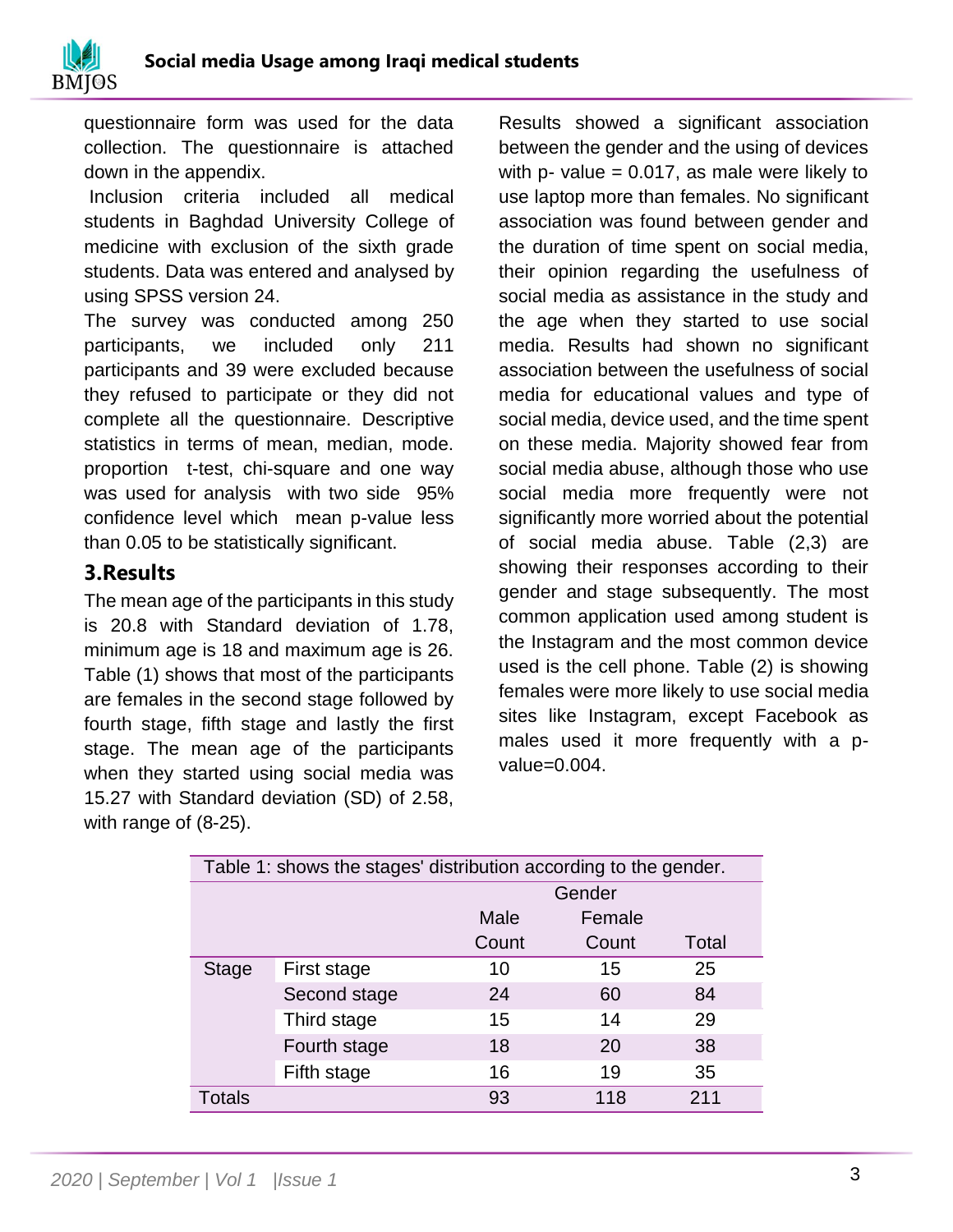questionnaire form was used for the data collection. The questionnaire is attached down in the appendix.

Inclusion criteria included all medical students in Baghdad University College of medicine with exclusion of the sixth grade students. Data was entered and analysed by using SPSS version 24.

The survey was conducted among 250 participants, we included only 211 participants and 39 were excluded because they refused to participate or they did not complete all the questionnaire. Descriptive statistics in terms of mean, median, mode. proportion t-test, chi-square and one way was used for analysis with two side 95% confidence level which mean p-value less than 0.05 to be statistically significant.

## 3.Results

The mean age of the participants in this study is 20.8 with Standard deviation of 1.78, minimum age is 18 and maximum age is 26. Table (1) shows that most of the participants are females in the second stage followed by fourth stage, fifth stage and lastly the first stage. The mean age of the participants when they started using social media was 15.27 with Standard deviation (SD) of 2.58, with range of (8-25).

Results showed a significant association between the gender and the using of devices with p- value = 0.017, as male were likely to use laptop more than females. No significant association was found between gender and the duration of time spent on social media, their opinion regarding the usefulness of social media as assistance in the study and the age when they started to use social media. Results had shown no significant association between the usefulness of social media for educational values and type of social media, device used, and the time spent on these media. Majority showed fear from social media abuse, although those who use social media more frequently were not significantly more worried about the potential of social media abuse. Table (2,3) are showing their responses according to their gender and stage subsequently. The most common application used among student is the Instagram and the most common device used is the cell phone. Table (2) is showing females were more likely to use social media sites like Instagram, except Facebook as males used it more frequently with a p-value=0.004.

Table 1: shows the stages' distribution according to the gender.

| | | Gender | | |
|---|---|---|---|---|
| | | Male | Female | |
| | | Count | Count | Total |
| Stage | First stage | 10 | 15 | 25 |
| | Second stage | 24 | 60 | 84 |
| | Third stage | 15 | 14 | 29 |
| | Fourth stage | 18 | 20 | 38 |
| | Fifth stage | 16 | 19 | 35 |
| Totals | | 93 | 118 | 211 |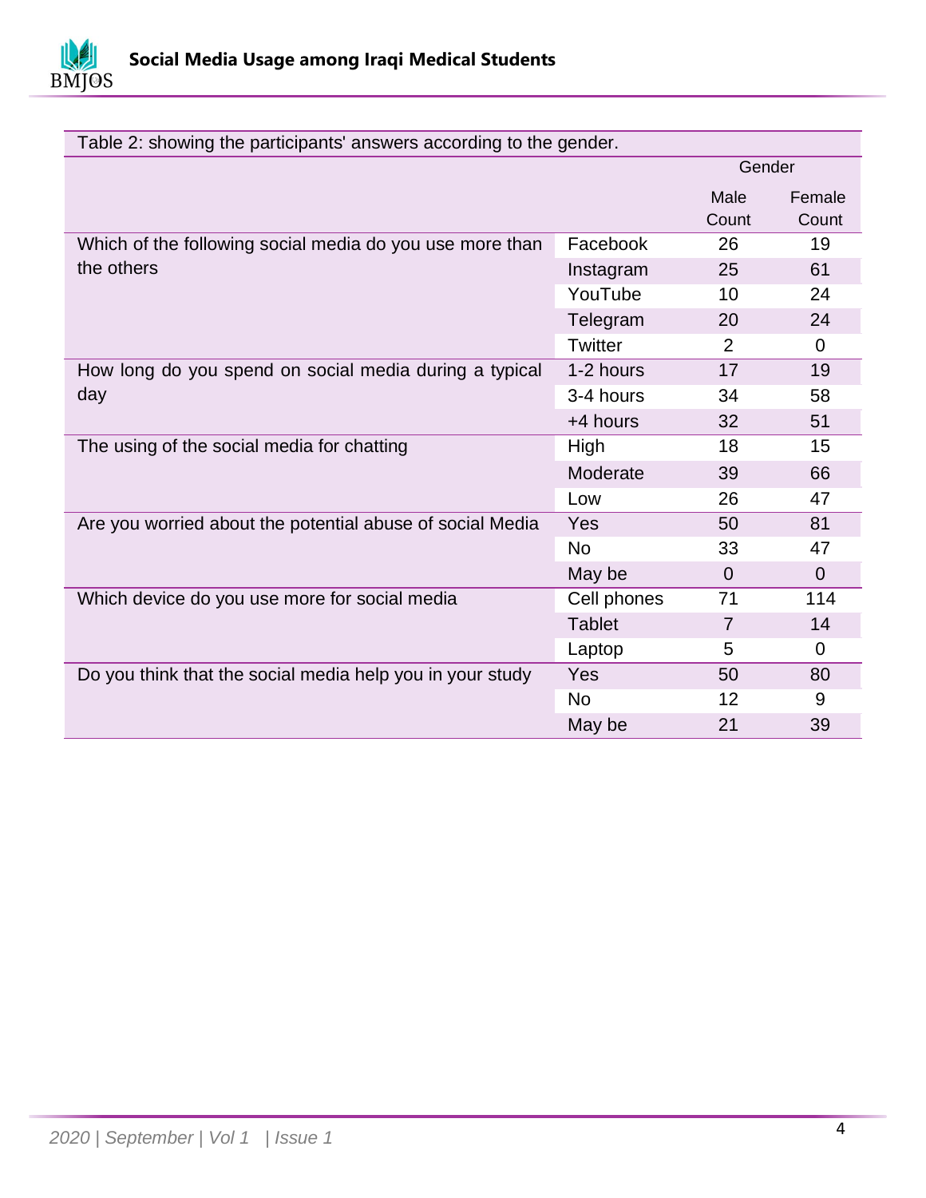Table 2: showing the participants' answers according to the gender.

| | | Gender | |
|---|---|---|---|
| | | Male Count | Female Count |
| Which of the following social media do you use more than the others | Facebook | 26 | 19 |
| | Instagram | 25 | 61 |
| | YouTube | 10 | 24 |
| | Telegram | 20 | 24 |
| | Twitter | 2 | 0 |
| How long do you spend on social media during a typical day | 1-2 hours | 17 | 19 |
| | 3-4 hours | 34 | 58 |
| | +4 hours | 32 | 51 |
| The using of the social media for chatting | High | 18 | 15 |
| | Moderate | 39 | 66 |
| | Low | 26 | 47 |
| Are you worried about the potential abuse of social Media | Yes | 50 | 81 |
| | No | 33 | 47 |
| | May be | 0 | 0 |
| Which device do you use more for social media | Cell phones | 71 | 114 |
| | Tablet | 7 | 14 |
| | Laptop | 5 | 0 |
| Do you think that the social media help you in your study | Yes | 50 | 80 |
| | No | 12 | 9 |
| | May be | 21 | 39 |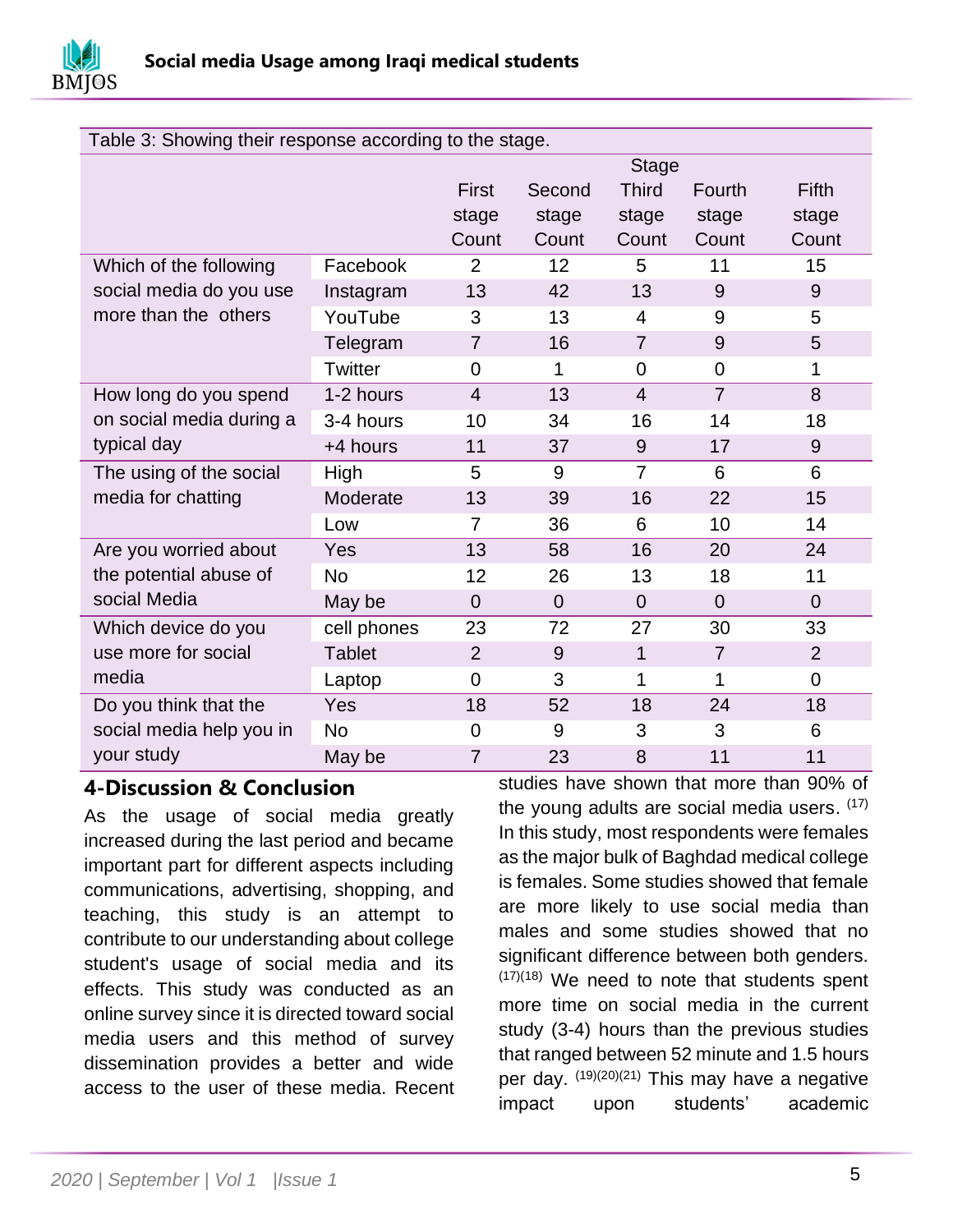Table 3: Showing their response according to the stage.

| | | Stage | | | | |
|---|---|---|---|---|---|---|
| | | First stage Count | Second stage Count | Third stage Count | Fourth stage Count | Fifth stage Count |
| Which of the following social media do you use more than the others | Facebook | 2 | 12 | 5 | 11 | 15 |
| | Instagram | 13 | 42 | 13 | 9 | 9 |
| | YouTube | 3 | 13 | 4 | 9 | 5 |
| | Telegram | 7 | 16 | 7 | 9 | 5 |
| | Twitter | 0 | 1 | 0 | 0 | 1 |
| How long do you spend on social media during a typical day | 1-2 hours | 4 | 13 | 4 | 7 | 8 |
| | 3-4 hours | 10 | 34 | 16 | 14 | 18 |
| | +4 hours | 11 | 37 | 9 | 17 | 9 |
| The using of the social media for chatting | High | 5 | 9 | 7 | 6 | 6 |
| | Moderate | 13 | 39 | 16 | 22 | 15 |
| | Low | 7 | 36 | 6 | 10 | 14 |
| Are you worried about the potential abuse of social Media | Yes | 13 | 58 | 16 | 20 | 24 |
| | No | 12 | 26 | 13 | 18 | 11 |
| | May be | 0 | 0 | 0 | 0 | 0 |
| Which device do you use more for social media | cell phones | 23 | 72 | 27 | 30 | 33 |
| | Tablet | 2 | 9 | 1 | 7 | 2 |
| | Laptop | 0 | 3 | 1 | 1 | 0 |
| Do you think that the social media help you in your study | Yes | 18 | 52 | 18 | 24 | 18 |
| | No | 0 | 9 | 3 | 3 | 6 |
| | May be | 7 | 23 | 8 | 11 | 11 |

## 4-Discussion & Conclusion

As the usage of social media greatly increased during the last period and became important part for different aspects including communications, advertising, shopping, and teaching, this study is an attempt to contribute to our understanding about college student's usage of social media and its effects. This study was conducted as an online survey since it is directed toward social media users and this method of survey dissemination provides a better and wide access to the user of these media. Recent studies have shown that more than 90% of the young adults are social media users. [17] In this study, most respondents were females as the major bulk of Baghdad medical college is females. Some studies showed that female are more likely to use social media than males and some studies showed that no significant difference between both genders. [17][18] We need to note that students spent more time on social media in the current study (3-4) hours than the previous studies that ranged between 52 minute and 1.5 hours per day. [19][20][21] This may have a negative impact upon students' academic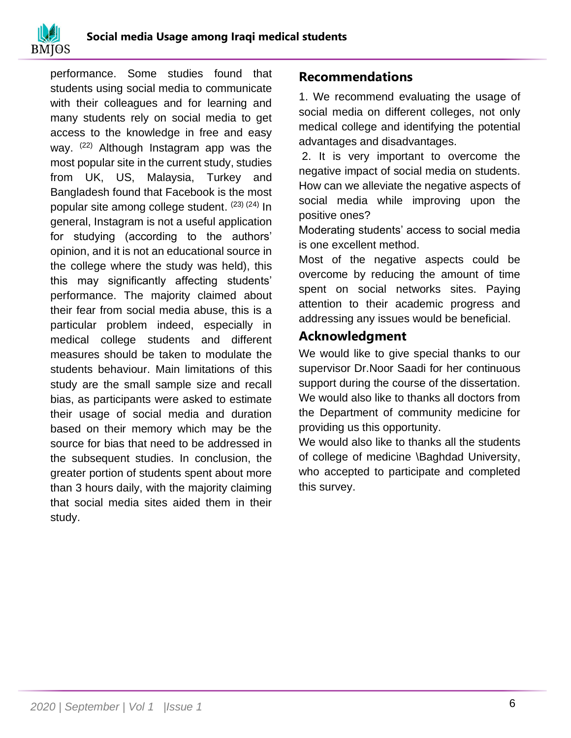performance. Some studies found that students using social media to communicate with their colleagues and for learning and many students rely on social media to get access to the knowledge in free and easy way. [22] Although Instagram app was the most popular site in the current study, studies from UK, US, Malaysia, Turkey and Bangladesh found that Facebook is the most popular site among college student. [23] [24] In general, Instagram is not a useful application for studying (according to the authors' opinion, and it is not an educational source in the college where the study was held), this this may significantly affecting students' performance. The majority claimed about their fear from social media abuse, this is a particular problem indeed, especially in medical college students and different measures should be taken to modulate the students behaviour. Main limitations of this study are the small sample size and recall bias, as participants were asked to estimate their usage of social media and duration based on their memory which may be the source for bias that need to be addressed in the subsequent studies. In conclusion, the greater portion of students spent about more than 3 hours daily, with the majority claiming that social media sites aided them in their study.

## Recommendations

1. We recommend evaluating the usage of social media on different colleges, not only medical college and identifying the potential advantages and disadvantages.

2. It is very important to overcome the negative impact of social media on students. How can we alleviate the negative aspects of social media while improving upon the positive ones?

Moderating students' access to social media is one excellent method.

Most of the negative aspects could be overcome by reducing the amount of time spent on social networks sites. Paying attention to their academic progress and addressing any issues would be beneficial.

## Acknowledgment

We would like to give special thanks to our supervisor Dr.Noor Saadi for her continuous support during the course of the dissertation. We would also like to thanks all doctors from the Department of community medicine for providing us this opportunity.

We would also like to thanks all the students of college of medicine \Baghdad University, who accepted to participate and completed this survey.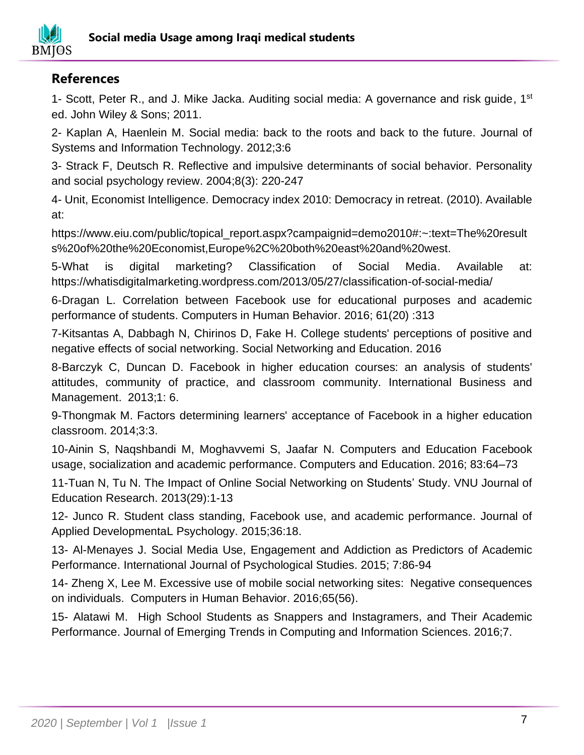## References

1- Scott, Peter R., and J. Mike Jacka. Auditing social media: A governance and risk guide, 1st ed. John Wiley & Sons; 2011.

2- Kaplan A, Haenlein M. Social media: back to the roots and back to the future. Journal of Systems and Information Technology. 2012;3:6

3- Strack F, Deutsch R. Reflective and impulsive determinants of social behavior. Personality and social psychology review. 2004;8(3): 220-247

4- Unit, Economist Intelligence. Democracy index 2010: Democracy in retreat. (2010). Available at:

https://www.eiu.com/public/topical_report.aspx?campaignid=demo2010#:~:text=The%20results%20of%20the%20Economist,Europe%2C%20both%20east%20and%20west.

5-What is digital marketing? Classification of Social Media. Available at: https://whatisdigitalmarketing.wordpress.com/2013/05/27/classification-of-social-media/

6-Dragan L. Correlation between Facebook use for educational purposes and academic performance of students. Computers in Human Behavior. 2016; 61(20) :313

7-Kitsantas A, Dabbagh N, Chirinos D, Fake H. College students' perceptions of positive and negative effects of social networking. Social Networking and Education. 2016

8-Barczyk C, Duncan D. Facebook in higher education courses: an analysis of students' attitudes, community of practice, and classroom community. International Business and Management. 2013;1: 6.

9-Thongmak M. Factors determining learners' acceptance of Facebook in a higher education classroom. 2014;3:3.

10-Ainin S, Naqshbandi M, Moghavvemi S, Jaafar N. Computers and Education Facebook usage, socialization and academic performance. Computers and Education. 2016; 83:64–73

11-Tuan N, Tu N. The Impact of Online Social Networking on Students' Study. VNU Journal of Education Research. 2013(29):1-13

12- Junco R. Student class standing, Facebook use, and academic performance. Journal of Applied DevelopmentaL Psychology. 2015;36:18.

13- Al-Menayes J. Social Media Use, Engagement and Addiction as Predictors of Academic Performance. International Journal of Psychological Studies. 2015; 7:86-94

14- Zheng X, Lee M. Excessive use of mobile social networking sites: Negative consequences on individuals. Computers in Human Behavior. 2016;65(56).

15- Alatawi M. High School Students as Snappers and Instagramers, and Their Academic Performance. Journal of Emerging Trends in Computing and Information Sciences. 2016;7.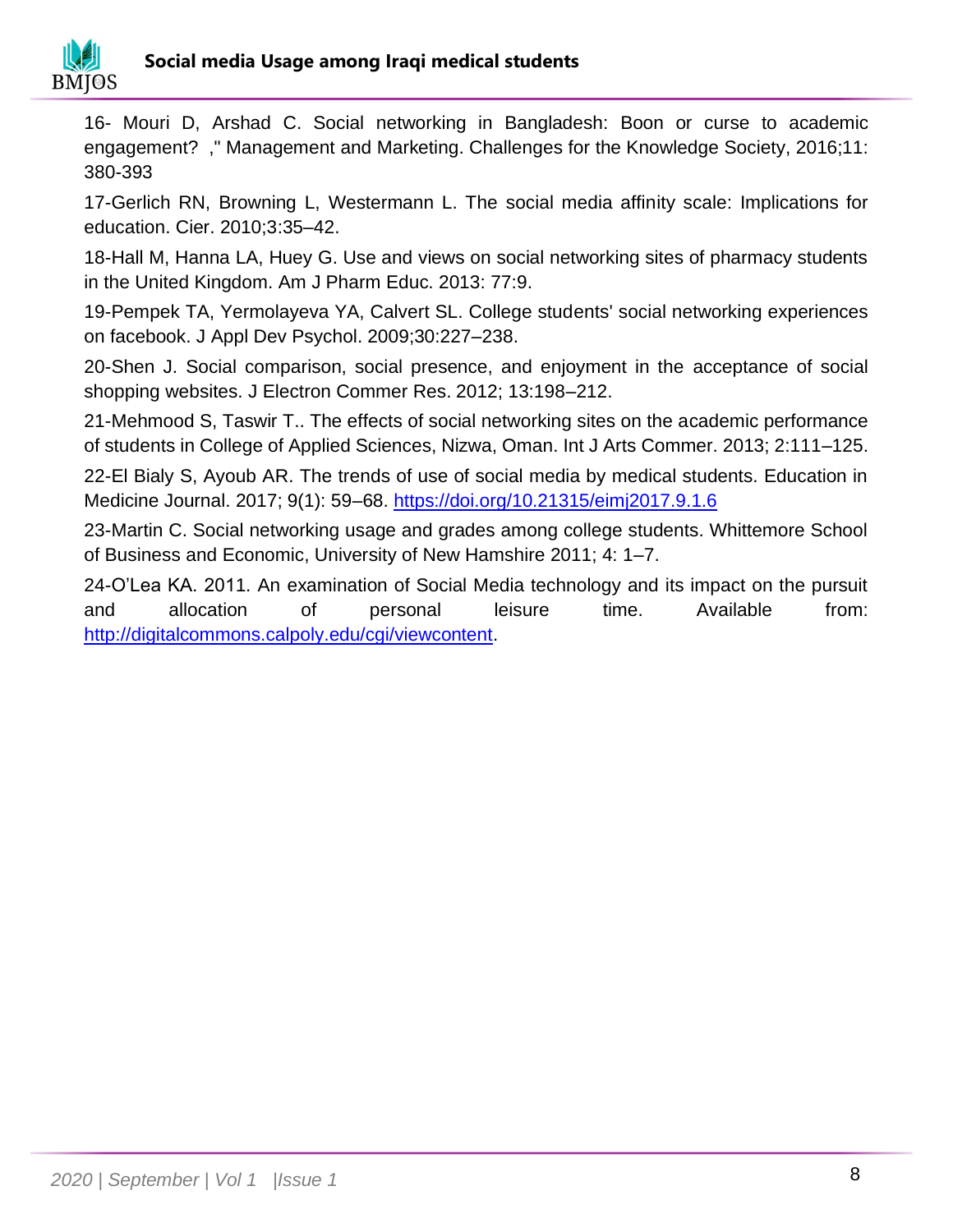16- Mouri D, Arshad C. Social networking in Bangladesh: Boon or curse to academic engagement? ," Management and Marketing. Challenges for the Knowledge Society, 2016;11: 380-393

17-Gerlich RN, Browning L, Westermann L. The social media affinity scale: Implications for education. Cier. 2010;3:35–42.

18-Hall M, Hanna LA, Huey G. Use and views on social networking sites of pharmacy students in the United Kingdom. Am J Pharm Educ. 2013: 77:9.

19-Pempek TA, Yermolayeva YA, Calvert SL. College students' social networking experiences on facebook. J Appl Dev Psychol. 2009;30:227–238.

20-Shen J. Social comparison, social presence, and enjoyment in the acceptance of social shopping websites. J Electron Commer Res. 2012; 13:198–212.

21-Mehmood S, Taswir T.. The effects of social networking sites on the academic performance of students in College of Applied Sciences, Nizwa, Oman. Int J Arts Commer. 2013; 2:111–125.

22-El Bialy S, Ayoub AR. The trends of use of social media by medical students. Education in Medicine Journal. 2017; 9(1): 59–68. https://doi.org/10.21315/eimj2017.9.1.6

23-Martin C. Social networking usage and grades among college students. Whittemore School of Business and Economic, University of New Hamshire 2011; 4: 1–7.

24-O'Lea KA. 2011. An examination of Social Media technology and its impact on the pursuit and allocation of personal leisure time. Available from: http://digitalcommons.calpoly.edu/cgi/viewcontent.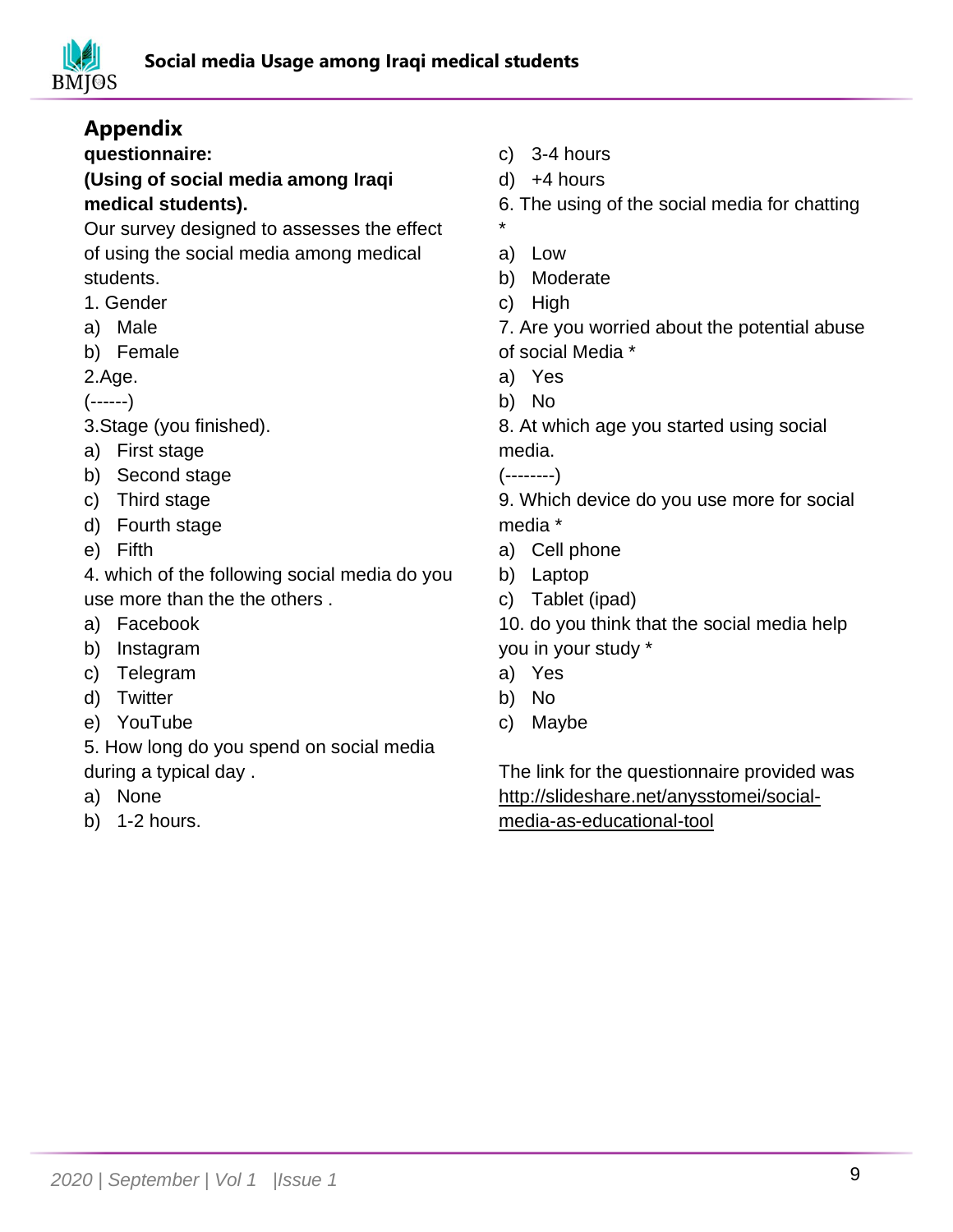## Appendix

**questionnaire:**

**(Using of social media among Iraqi medical students).**

Our survey designed to assesses the effect of using the social media among medical students.

1. Gender

a) Male
b) Female

2.Age.

(------)

3.Stage (you finished).

a) First stage
b) Second stage
c) Third stage
d) Fourth stage
e) Fifth

4. which of the following social media do you use more than the the others .

a) Facebook
b) Instagram
c) Telegram
d) Twitter
e) YouTube

5. How long do you spend on social media during a typical day .

a) None
b) 1-2 hours.
c) 3-4 hours
d) +4 hours

6. The using of the social media for chatting *

a) Low
b) Moderate
c) High

7. Are you worried about the potential abuse of social Media *

a) Yes
b) No

8. At which age you started using social media.

(--------)

9. Which device do you use more for social media *

a) Cell phone
b) Laptop
c) Tablet (ipad)

10. do you think that the social media help you in your study *

a) Yes
b) No
c) Maybe

The link for the questionnaire provided was http://slideshare.net/anysstomei/social-media-as-educational-tool